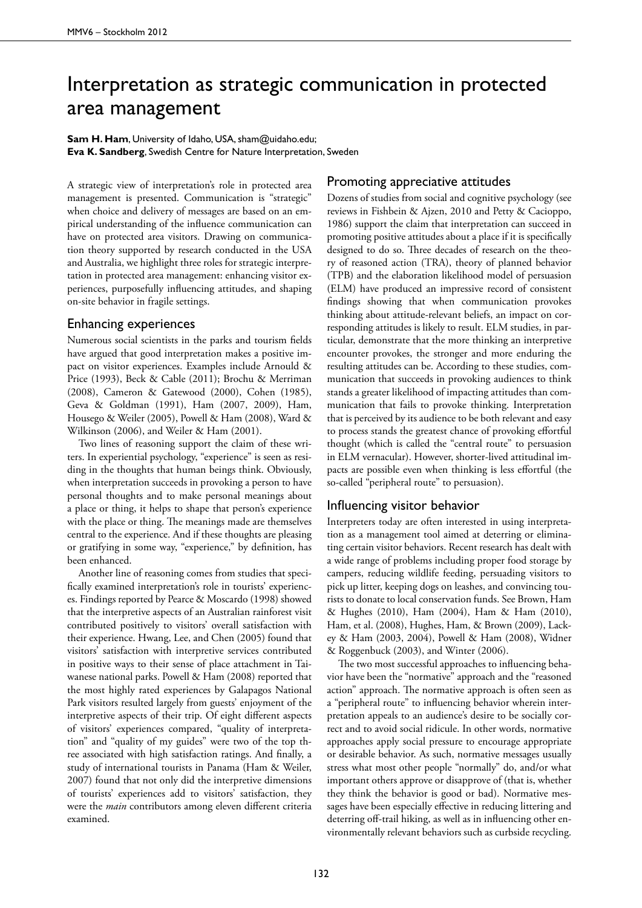# Interpretation as strategic communication in protected area management

**Sam H. Ham**, University of Idaho, USA, sham@uidaho.edu;
**Eva K. Sandberg**, Swedish Centre for Nature Interpretation, Sweden

A strategic view of interpretation's role in protected area management is presented. Communication is "strategic" when choice and delivery of messages are based on an empirical understanding of the influence communication can have on protected area visitors. Drawing on communication theory supported by research conducted in the USA and Australia, we highlight three roles for strategic interpretation in protected area management: enhancing visitor experiences, purposefully influencing attitudes, and shaping on-site behavior in fragile settings.

## Enhancing experiences

Numerous social scientists in the parks and tourism fields have argued that good interpretation makes a positive impact on visitor experiences. Examples include Arnould & Price (1993), Beck & Cable (2011); Brochu & Merriman (2008), Cameron & Gatewood (2000), Cohen (1985), Geva & Goldman (1991), Ham (2007, 2009), Ham, Housego & Weiler (2005), Powell & Ham (2008), Ward & Wilkinson (2006), and Weiler & Ham (2001).

Two lines of reasoning support the claim of these writers. In experiential psychology, "experience" is seen as residing in the thoughts that human beings think. Obviously, when interpretation succeeds in provoking a person to have personal thoughts and to make personal meanings about a place or thing, it helps to shape that person's experience with the place or thing. The meanings made are themselves central to the experience. And if these thoughts are pleasing or gratifying in some way, "experience," by definition, has been enhanced.

Another line of reasoning comes from studies that specifically examined interpretation's role in tourists' experiences. Findings reported by Pearce & Moscardo (1998) showed that the interpretive aspects of an Australian rainforest visit contributed positively to visitors' overall satisfaction with their experience. Hwang, Lee, and Chen (2005) found that visitors' satisfaction with interpretive services contributed in positive ways to their sense of place attachment in Taiwanese national parks. Powell & Ham (2008) reported that the most highly rated experiences by Galapagos National Park visitors resulted largely from guests' enjoyment of the interpretive aspects of their trip. Of eight different aspects of visitors' experiences compared, "quality of interpretation" and "quality of my guides" were two of the top three associated with high satisfaction ratings. And finally, a study of international tourists in Panama (Ham & Weiler, 2007) found that not only did the interpretive dimensions of tourists' experiences add to visitors' satisfaction, they were the *main* contributors among eleven different criteria examined.

## Promoting appreciative attitudes

Dozens of studies from social and cognitive psychology (see reviews in Fishbein & Ajzen, 2010 and Petty & Cacioppo, 1986) support the claim that interpretation can succeed in promoting positive attitudes about a place if it is specifically designed to do so. Three decades of research on the theory of reasoned action (TRA), theory of planned behavior (TPB) and the elaboration likelihood model of persuasion (ELM) have produced an impressive record of consistent findings showing that when communication provokes thinking about attitude-relevant beliefs, an impact on corresponding attitudes is likely to result. ELM studies, in particular, demonstrate that the more thinking an interpretive encounter provokes, the stronger and more enduring the resulting attitudes can be. According to these studies, communication that succeeds in provoking audiences to think stands a greater likelihood of impacting attitudes than communication that fails to provoke thinking. Interpretation that is perceived by its audience to be both relevant and easy to process stands the greatest chance of provoking effortful thought (which is called the "central route" to persuasion in ELM vernacular). However, shorter-lived attitudinal impacts are possible even when thinking is less effortful (the so-called "peripheral route" to persuasion).

## Influencing visitor behavior

Interpreters today are often interested in using interpretation as a management tool aimed at deterring or eliminating certain visitor behaviors. Recent research has dealt with a wide range of problems including proper food storage by campers, reducing wildlife feeding, persuading visitors to pick up litter, keeping dogs on leashes, and convincing tourists to donate to local conservation funds. See Brown, Ham & Hughes (2010), Ham (2004), Ham & Ham (2010), Ham, et al. (2008), Hughes, Ham, & Brown (2009), Lackey & Ham (2003, 2004), Powell & Ham (2008), Widner & Roggenbuck (2003), and Winter (2006).

The two most successful approaches to influencing behavior have been the "normative" approach and the "reasoned action" approach. The normative approach is often seen as a "peripheral route" to influencing behavior wherein interpretation appeals to an audience's desire to be socially correct and to avoid social ridicule. In other words, normative approaches apply social pressure to encourage appropriate or desirable behavior. As such, normative messages usually stress what most other people "normally" do, and/or what important others approve or disapprove of (that is, whether they think the behavior is good or bad). Normative messages have been especially effective in reducing littering and deterring off-trail hiking, as well as in influencing other environmentally relevant behaviors such as curbside recycling.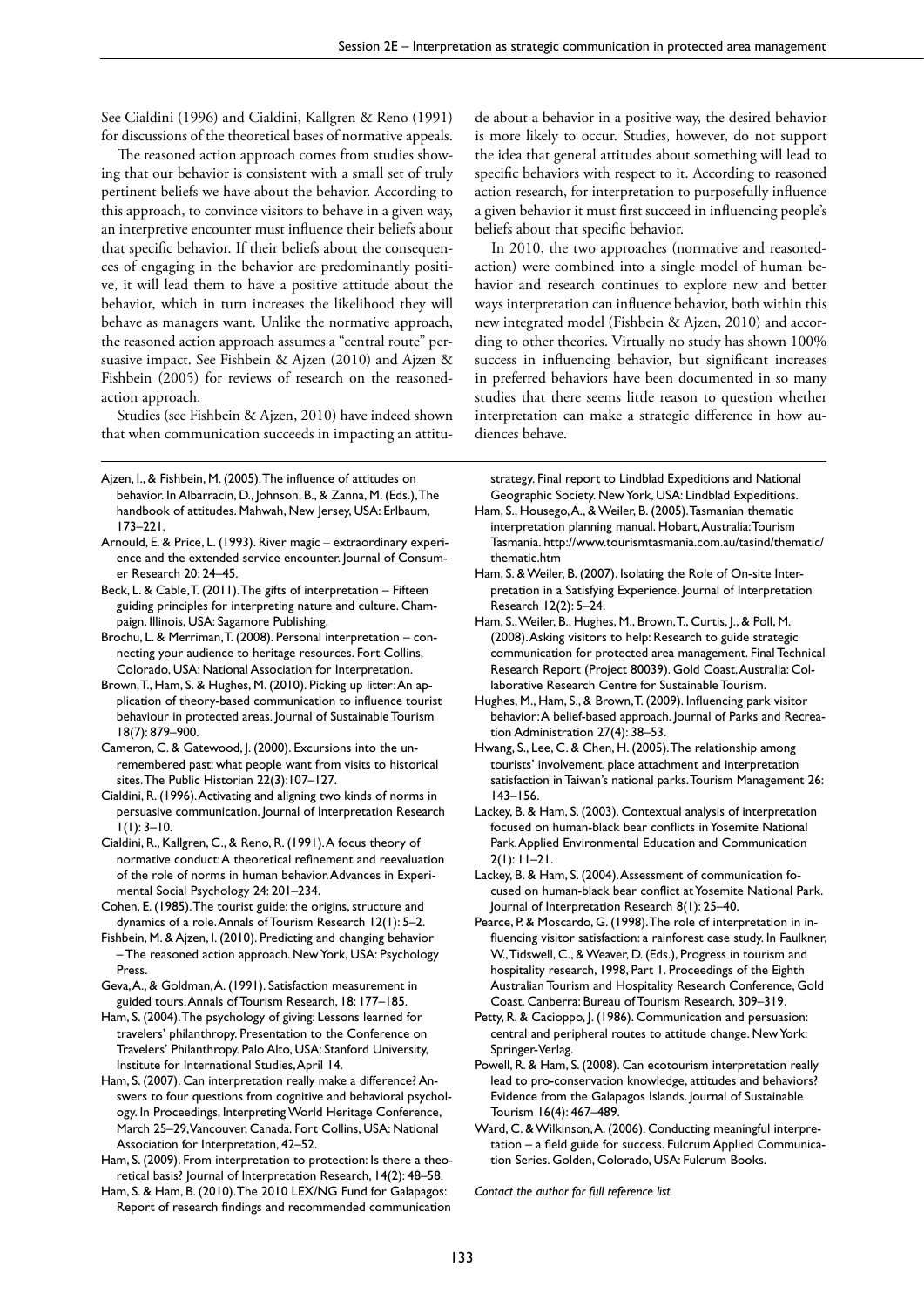See Cialdini (1996) and Cialdini, Kallgren & Reno (1991) for discussions of the theoretical bases of normative appeals.

The reasoned action approach comes from studies showing that our behavior is consistent with a small set of truly pertinent beliefs we have about the behavior. According to this approach, to convince visitors to behave in a given way, an interpretive encounter must influence their beliefs about that specific behavior. If their beliefs about the consequences of engaging in the behavior are predominantly positive, it will lead them to have a positive attitude about the behavior, which in turn increases the likelihood they will behave as managers want. Unlike the normative approach, the reasoned action approach assumes a "central route" persuasive impact. See Fishbein & Ajzen (2010) and Ajzen & Fishbein (2005) for reviews of research on the reasoned-action approach.

Studies (see Fishbein & Ajzen, 2010) have indeed shown that when communication succeeds in impacting an attitude about a behavior in a positive way, the desired behavior is more likely to occur. Studies, however, do not support the idea that general attitudes about something will lead to specific behaviors with respect to it. According to reasoned action research, for interpretation to purposefully influence a given behavior it must first succeed in influencing people's beliefs about that specific behavior.

In 2010, the two approaches (normative and reasoned-action) were combined into a single model of human behavior and research continues to explore new and better ways interpretation can influence behavior, both within this new integrated model (Fishbein & Ajzen, 2010) and according to other theories. Virtually no study has shown 100% success in influencing behavior, but significant increases in preferred behaviors have been documented in so many studies that there seems little reason to question whether interpretation can make a strategic difference in how audiences behave.

Ajzen, I., & Fishbein, M. (2005). The influence of attitudes on behavior. In Albarracín, D., Johnson, B., & Zanna, M. (Eds.), The handbook of attitudes. Mahwah, New Jersey, USA: Erlbaum, 173–221.

Arnould, E. & Price, L. (1993). River magic – extraordinary experience and the extended service encounter. Journal of Consumer Research 20: 24–45.

Beck, L. & Cable, T. (2011). The gifts of interpretation – Fifteen guiding principles for interpreting nature and culture. Champaign, Illinois, USA: Sagamore Publishing.

Brochu, L. & Merriman, T. (2008). Personal interpretation – connecting your audience to heritage resources. Fort Collins, Colorado, USA: National Association for Interpretation.

Brown, T., Ham, S. & Hughes, M. (2010). Picking up litter: An application of theory-based communication to influence tourist behaviour in protected areas. Journal of Sustainable Tourism 18(7): 879–900.

Cameron, C. & Gatewood, J. (2000). Excursions into the unremembered past: what people want from visits to historical sites. The Public Historian 22(3): 107–127.

Cialdini, R. (1996). Activating and aligning two kinds of norms in persuasive communication. Journal of Interpretation Research 1(1): 3–10.

Cialdini, R., Kallgren, C., & Reno, R. (1991). A focus theory of normative conduct: A theoretical refinement and reevaluation of the role of norms in human behavior. Advances in Experimental Social Psychology 24: 201–234.

Cohen, E. (1985). The tourist guide: the origins, structure and dynamics of a role. Annals of Tourism Research 12(1): 5–2.

Fishbein, M. & Ajzen, I. (2010). Predicting and changing behavior – The reasoned action approach. New York, USA: Psychology Press.

Geva, A., & Goldman, A. (1991). Satisfaction measurement in guided tours. Annals of Tourism Research, 18: 177–185.

Ham, S. (2004). The psychology of giving: Lessons learned for travelers' philanthropy. Presentation to the Conference on Travelers' Philanthropy. Palo Alto, USA: Stanford University, Institute for International Studies, April 14.

Ham, S. (2007). Can interpretation really make a difference? Answers to four questions from cognitive and behavioral psychology. In Proceedings, Interpreting World Heritage Conference, March 25–29, Vancouver, Canada. Fort Collins, USA: National Association for Interpretation, 42–52.

Ham, S. (2009). From interpretation to protection: Is there a theoretical basis? Journal of Interpretation Research, 14(2): 48–58.

Ham, S. & Ham, B. (2010). The 2010 LEX/NG Fund for Galapagos: Report of research findings and recommended communication strategy. Final report to Lindblad Expeditions and National Geographic Society. New York, USA: Lindblad Expeditions.

Ham, S., Housego, A., & Weiler, B. (2005). Tasmanian thematic interpretation planning manual. Hobart, Australia: Tourism Tasmania. http://www.tourismtasmania.com.au/tasind/thematic/thematic.htm

Ham, S. & Weiler, B. (2007). Isolating the Role of On-site Interpretation in a Satisfying Experience. Journal of Interpretation Research 12(2): 5–24.

Ham, S., Weiler, B., Hughes, M., Brown, T., Curtis, J., & Poll, M. (2008). Asking visitors to help: Research to guide strategic communication for protected area management. Final Technical Research Report (Project 80039). Gold Coast, Australia: Collaborative Research Centre for Sustainable Tourism.

Hughes, M., Ham, S., & Brown, T. (2009). Influencing park visitor behavior: A belief-based approach. Journal of Parks and Recreation Administration 27(4): 38–53.

Hwang, S., Lee, C. & Chen, H. (2005). The relationship among tourists' involvement, place attachment and interpretation satisfaction in Taiwan's national parks. Tourism Management 26: 143–156.

Lackey, B. & Ham, S. (2003). Contextual analysis of interpretation focused on human-black bear conflicts in Yosemite National Park. Applied Environmental Education and Communication 2(1): 11–21.

Lackey, B. & Ham, S. (2004). Assessment of communication focused on human-black bear conflict at Yosemite National Park. Journal of Interpretation Research 8(1): 25–40.

Pearce, P. & Moscardo, G. (1998). The role of interpretation in influencing visitor satisfaction: a rainforest case study. In Faulkner, W., Tidswell, C., & Weaver, D. (Eds.), Progress in tourism and hospitality research, 1998, Part 1. Proceedings of the Eighth Australian Tourism and Hospitality Research Conference, Gold Coast. Canberra: Bureau of Tourism Research, 309–319.

Petty, R. & Cacioppo, J. (1986). Communication and persuasion: central and peripheral routes to attitude change. New York: Springer-Verlag.

Powell, R. & Ham, S. (2008). Can ecotourism interpretation really lead to pro-conservation knowledge, attitudes and behaviors? Evidence from the Galapagos Islands. Journal of Sustainable Tourism 16(4): 467–489.

Ward, C. & Wilkinson, A. (2006). Conducting meaningful interpretation – a field guide for success. Fulcrum Applied Communication Series. Golden, Colorado, USA: Fulcrum Books.

*Contact the author for full reference list.*